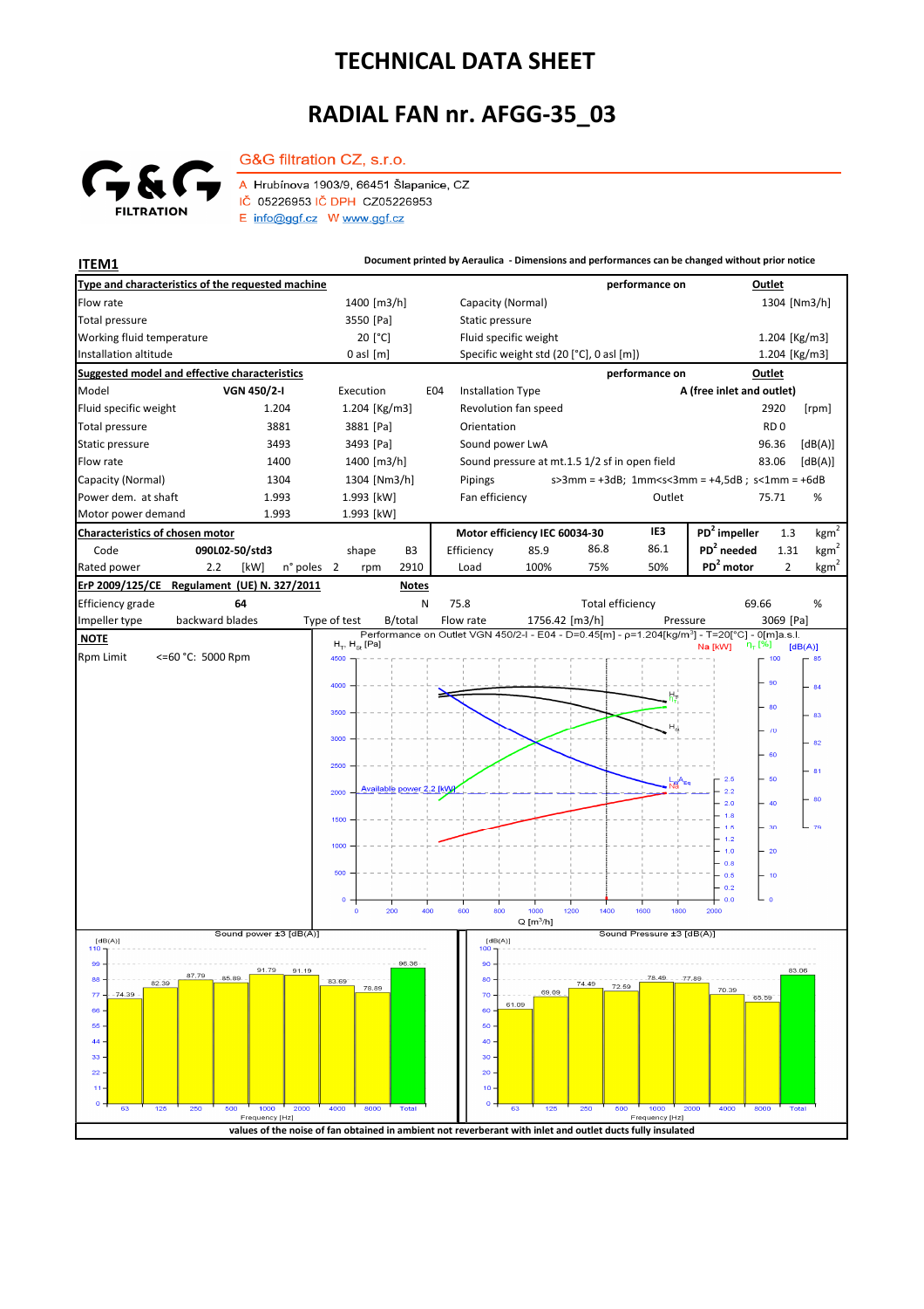# TECHNICAL DATA SHEET

# RADIAL FAN nr. AFGG-35_03

G&G filtration CZ, s.r.o.

A Hrubínova 1903/9, 66451 Šlapanice, CZ
IČ 05226953 IČ DPH CZ05226953
E info@ggf.cz W www.ggf.cz

**ITEM1**

**Document printed by Aeraulica - Dimensions and performances can be changed without prior notice**

| **Type and characteristics of the requested machine** | | | | **performance on** | **Outlet** |
|---|---|---|---|---|---|
| Flow rate | | 1400 [m3/h] | Capacity (Normal) | | 1304 [Nm3/h] |
| Total pressure | | 3550 [Pa] | Static pressure | | |
| Working fluid temperature | | 20 [°C] | Fluid specific weight | | 1.204 [Kg/m3] |
| Installation altitude | | 0 asl [m] | Specific weight std (20 [°C], 0 asl [m]) | | 1.204 [Kg/m3] |

| **Suggested model and effective characteristics** | | | | **performance on** | **Outlet** |
|---|---|---|---|---|---|
| Model | **VGN 450/2-I** | Execution E04 | Installation Type | | **A (free inlet and outlet)** |
| Fluid specific weight | 1.204 | 1.204 [Kg/m3] | Revolution fan speed | | 2920 [rpm] |
| Total pressure | 3881 | 3881 [Pa] | Orientation | | RD 0 |
| Static pressure | 3493 | 3493 [Pa] | Sound power LwA | | 96.36 [dB(A)] |
| Flow rate | 1400 | 1400 [m3/h] | Sound pressure at mt.1.5 1/2 sf in open field | | 83.06 [dB(A)] |
| Capacity (Normal) | 1304 | 1304 [Nm3/h] | Pipings | s>3mm = +3dB; 1mm<s<3mm = +4,5dB ; s<1mm = +6dB | |
| Power dem. at shaft | 1.993 | 1.993 [kW] | Fan efficiency | Outlet | 75.71 % |
| Motor power demand | 1.993 | 1.993 [kW] | | | |

| **Characteristics of chosen motor** | | | | **Motor efficiency IEC 60034-30** | | | IE3 | | |
|---|---|---|---|---|---|---|---|---|---|
| Code | 090L02-50/std3 | shape | B3 | Efficiency | 85.9 | 86.8 | 86.1 | $PD^2$ impeller | 1.3 $kgm^2$ |
| Rated power | 2.2 [kW] | n° poles 2 | rpm 2910 | Load | 100% | 75% | 50% | $PD^2$ needed | 1.31 $kgm^2$ |
| | | | | | | | | $PD^2$ motor | 2 $kgm^2$ |

| **ErP 2009/125/CE Regulament (UE) N. 327/2011** | | **Notes** | | | |
|---|---|---|---|---|---|
| Efficiency grade | 64 | N | 75.8 | Total efficiency | 69.66 % |
| Impeller type | backward blades | Type of test B/total | Flow rate 1756.42 [m3/h] | Pressure | 3069 [Pa] |

**NOTE**

Rpm Limit <=60 °C: 5000 Rpm

Performance on Outlet VGN 450/2-I - E04 - D=0.45[m] - ρ=1.204[kg/m³] - T=20[°C] - 0[m]a.s.l.

Available power 2.2 [kW]

Sound power ±3 [dB(A)]

| Frequency [Hz] | 63 | 125 | 250 | 500 | 1000 | 2000 | 4000 | 8000 | Total |
|---|---|---|---|---|---|---|---|---|---|
| dB(A) | 74.39 | 82.39 | 87.79 | 85.89 | 91.79 | 91.19 | 83.69 | 78.89 | 96.36 |

Sound Pressure ±3 [dB(A)]

| Frequency [Hz] | 63 | 125 | 250 | 500 | 1000 | 2000 | 4000 | 8000 | Total |
|---|---|---|---|---|---|---|---|---|---|
| dB(A) | 61.09 | 69.09 | 74.49 | 72.59 | 78.49 | 77.89 | 70.39 | 65.59 | 83.06 |

**values of the noise of fan obtained in ambient not reverberant with inlet and outlet ducts fully insulated**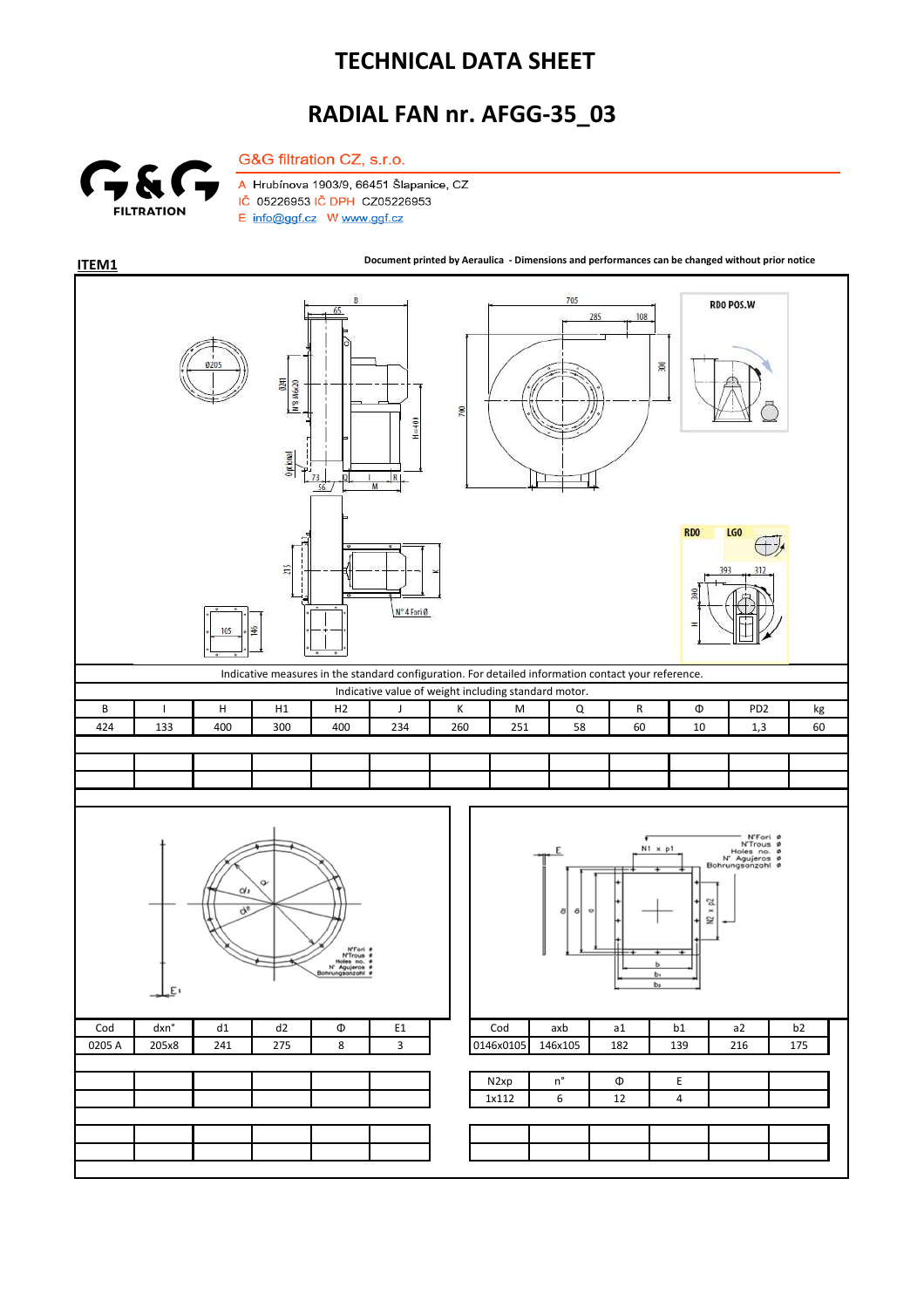# TECHNICAL DATA SHEET

# RADIAL FAN nr. AFGG-35_03

G&G filtration CZ, s.r.o.

A Hrubínova 1903/9, 66451 Šlapanice, CZ
IČ 05226953 IČ DPH CZ05226953
E info@ggf.cz W www.ggf.cz

**ITEM1**

**Document printed by Aeraulica - Dimensions and performances can be changed without prior notice**

Indicative measures in the standard configuration. For detailed information contact your reference.

Indicative value of weight including standard motor.

| B | I | H | H1 | H2 | J | K | M | Q | R | Φ | PD2 | kg |
|---|---|---|---|---|---|---|---|---|---|---|---|---|
| 424 | 133 | 400 | 300 | 400 | 234 | 260 | 251 | 58 | 60 | 10 | 1,3 | 60 |

| Cod | dxn° | d1 | d2 | Φ | E1 |
|---|---|---|---|---|---|
| 0205 A | 205x8 | 241 | 275 | 8 | 3 |

| Cod | axb | a1 | b1 | a2 | b2 |
|---|---|---|---|---|---|
| 0146x0105 | 146x105 | 182 | 139 | 216 | 175 |

| N2xp | n° | Φ | E | | |
|---|---|---|---|---|---|
| 1x112 | 6 | 12 | 4 | | |